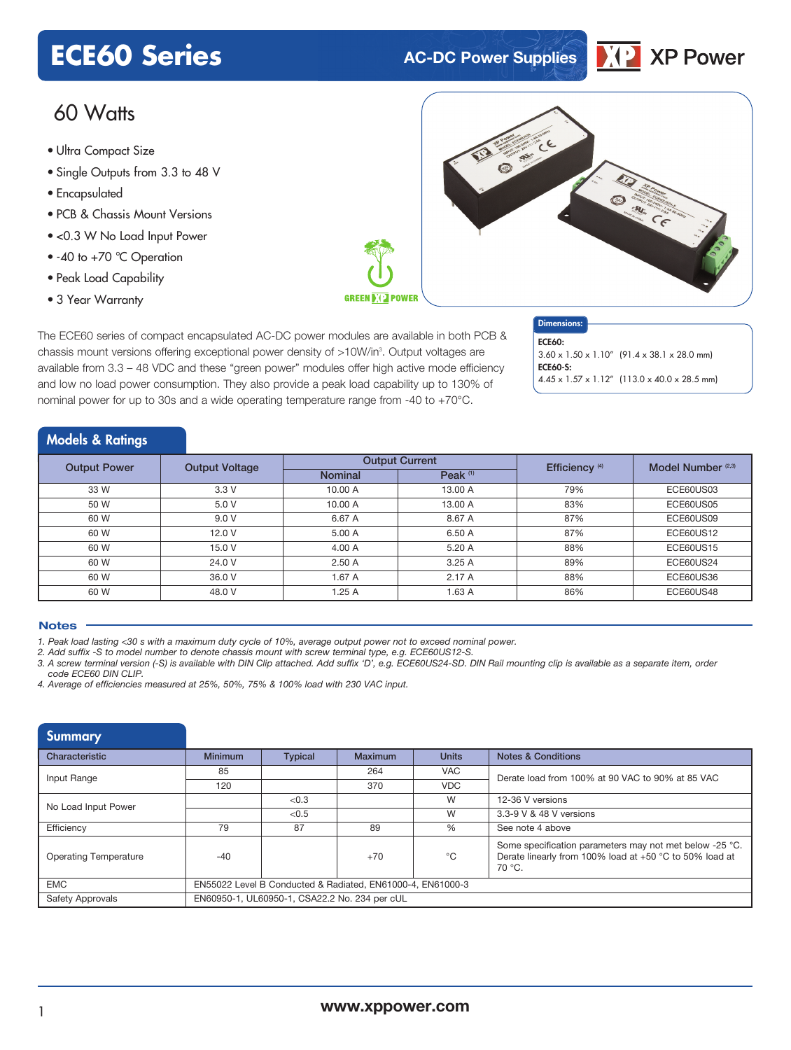# ECE60 Series

AC-DC Power Supplies

XP Power

## 60 Watts

- Ultra Compact Size
- Single Outputs from 3.3 to 48 V
- Encapsulated
- PCB & Chassis Mount Versions
- <0.3 W No Load Input Power
- -40 to +70 °C Operation
- Peak Load Capability
- 3 Year Warranty

GREEN XP POWER

The ECE60 series of compact encapsulated AC-DC power modules are available in both PCB & chassis mount versions offering exceptional power density of >10W/in³. Output voltages are available from 3.3 – 48 VDC and these "green power" modules offer high active mode efficiency and low no load power consumption. They also provide a peak load capability up to 130% of nominal power for up to 30s and a wide operating temperature range from -40 to +70°C.

**Dimensions:**

**ECE60:**
3.60 x 1.50 x 1.10" (91.4 x 38.1 x 28.0 mm)
**ECE60-S:**
4.45 x 1.57 x 1.12" (113.0 x 40.0 x 28.5 mm)

## Models & Ratings

| Output Power | Output Voltage | Output Current | | Efficiency (4) | Model Number (2,3) |
|---|---|---|---|---|---|
| | | Nominal | Peak (1) | | |
| 33 W | 3.3 V | 10.00 A | 13.00 A | 79% | ECE60US03 |
| 50 W | 5.0 V | 10.00 A | 13.00 A | 83% | ECE60US05 |
| 60 W | 9.0 V | 6.67 A | 8.67 A | 87% | ECE60US09 |
| 60 W | 12.0 V | 5.00 A | 6.50 A | 87% | ECE60US12 |
| 60 W | 15.0 V | 4.00 A | 5.20 A | 88% | ECE60US15 |
| 60 W | 24.0 V | 2.50 A | 3.25 A | 89% | ECE60US24 |
| 60 W | 36.0 V | 1.67 A | 2.17 A | 88% | ECE60US36 |
| 60 W | 48.0 V | 1.25 A | 1.63 A | 86% | ECE60US48 |

### Notes

1. *Peak load lasting <30 s with a maximum duty cycle of 10%, average output power not to exceed nominal power.*
2. *Add suffix -S to model number to denote chassis mount with screw terminal type, e.g. ECE60US12-S.*
3. *A screw terminal version (-S) is available with DIN Clip attached. Add suffix 'D', e.g. ECE60US24-SD. DIN Rail mounting clip is available as a separate item, order code ECE60 DIN CLIP.*
4. *Average of efficiencies measured at 25%, 50%, 75% & 100% load with 230 VAC input.*

## Summary

| Characteristic | Minimum | Typical | Maximum | Units | Notes & Conditions |
|---|---|---|---|---|---|
| Input Range | 85 | | 264 | VAC | Derate load from 100% at 90 VAC to 90% at 85 VAC |
| | 120 | | 370 | VDC | |
| No Load Input Power | | <0.3 | | W | 12-36 V versions |
| | | <0.5 | | W | 3.3-9 V & 48 V versions |
| Efficiency | 79 | 87 | 89 | % | See note 4 above |
| Operating Temperature | -40 | | +70 | °C | Some specification parameters may not met below -25 °C. Derate linearly from 100% load at +50 °C to 50% load at 70 °C. |
| EMC | EN55022 Level B Conducted & Radiated, EN61000-4, EN61000-3 | | | | |
| Safety Approvals | EN60950-1, UL60950-1, CSA22.2 No. 234 per cUL | | | | |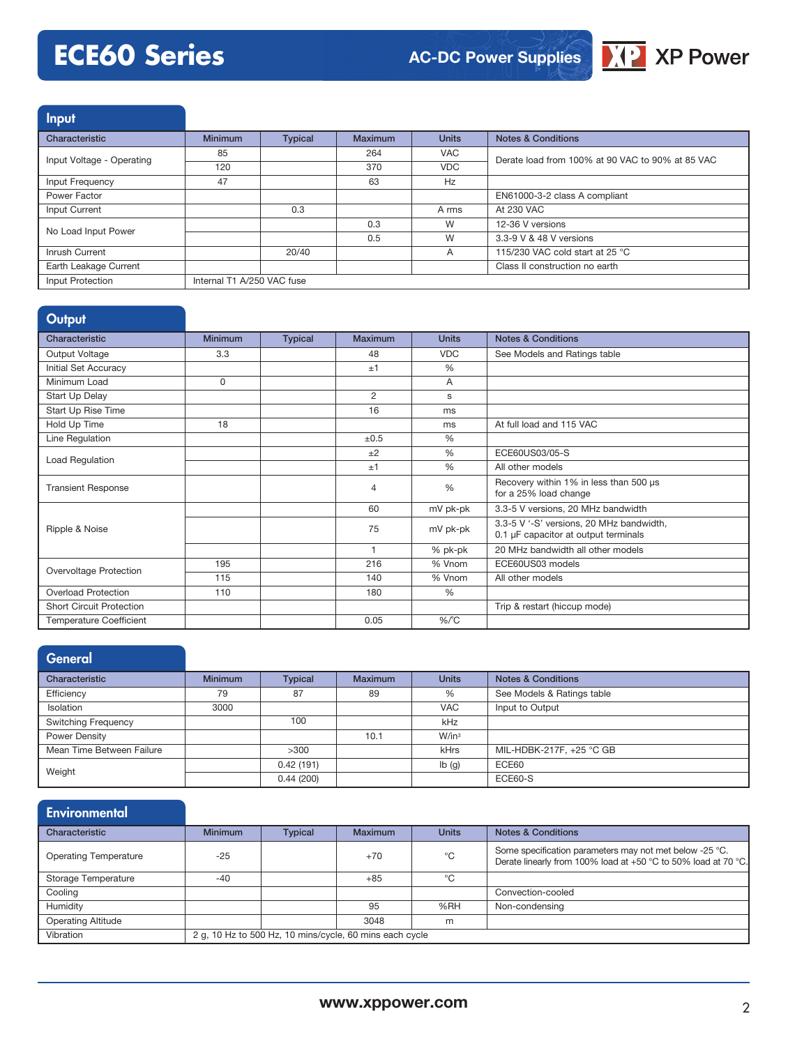## Input

| Characteristic | Minimum | Typical | Maximum | Units | Notes & Conditions |
|---|---|---|---|---|---|
| Input Voltage - Operating | 85 | | 264 | VAC | Derate load from 100% at 90 VAC to 90% at 85 VAC |
| | 120 | | 370 | VDC | |
| Input Frequency | 47 | | 63 | Hz | |
| Power Factor | | | | | EN61000-3-2 class A compliant |
| Input Current | | 0.3 | | A rms | At 230 VAC |
| No Load Input Power | | | 0.3 | W | 12-36 V versions |
| | | | 0.5 | W | 3.3-9 V & 48 V versions |
| Inrush Current | | 20/40 | | A | 115/230 VAC cold start at 25 °C |
| Earth Leakage Current | | | | | Class II construction no earth |
| Input Protection | Internal T1 A/250 VAC fuse | | | | |

## Output

| Characteristic | Minimum | Typical | Maximum | Units | Notes & Conditions |
|---|---|---|---|---|---|
| Output Voltage | 3.3 | | 48 | VDC | See Models and Ratings table |
| Initial Set Accuracy | | | ±1 | % | |
| Minimum Load | 0 | | | A | |
| Start Up Delay | | | 2 | s | |
| Start Up Rise Time | | | 16 | ms | |
| Hold Up Time | 18 | | | ms | At full load and 115 VAC |
| Line Regulation | | | ±0.5 | % | |
| Load Regulation | | | ±2 | % | ECE60US03/05-S |
| | | | ±1 | % | All other models |
| Transient Response | | | 4 | % | Recovery within 1% in less than 500 µs for a 25% load change |
| Ripple & Noise | | | 60 | mV pk-pk | 3.3-5 V versions, 20 MHz bandwidth |
| | | | 75 | mV pk-pk | 3.3-5 V '-S' versions, 20 MHz bandwidth, 0.1 µF capacitor at output terminals |
| | | | 1 | % pk-pk | 20 MHz bandwidth all other models |
| Overvoltage Protection | 195 | | 216 | % Vnom | ECE60US03 models |
| | 115 | | 140 | % Vnom | All other models |
| Overload Protection | 110 | | 180 | % | |
| Short Circuit Protection | | | | | Trip & restart (hiccup mode) |
| Temperature Coefficient | | | 0.05 | %/°C | |

## General

| Characteristic | Minimum | Typical | Maximum | Units | Notes & Conditions |
|---|---|---|---|---|---|
| Efficiency | 79 | 87 | 89 | % | See Models & Ratings table |
| Isolation | 3000 | | | VAC | Input to Output |
| Switching Frequency | | 100 | | kHz | |
| Power Density | | | 10.1 | W/in³ | |
| Mean Time Between Failure | | >300 | | kHrs | MIL-HDBK-217F, +25 °C GB |
| Weight | | 0.42 (191) | | lb (g) | ECE60 |
| | | 0.44 (200) | | | ECE60-S |

## Environmental

| Characteristic | Minimum | Typical | Maximum | Units | Notes & Conditions |
|---|---|---|---|---|---|
| Operating Temperature | -25 | | +70 | °C | Some specification parameters may not met below -25 °C. Derate linearly from 100% load at +50 °C to 50% load at 70 °C. |
| Storage Temperature | -40 | | +85 | °C | |
| Cooling | | | | | Convection-cooled |
| Humidity | | | 95 | %RH | Non-condensing |
| Operating Altitude | | | 3048 | m | |
| Vibration | 2 g, 10 Hz to 500 Hz, 10 mins/cycle, 60 mins each cycle | | | | |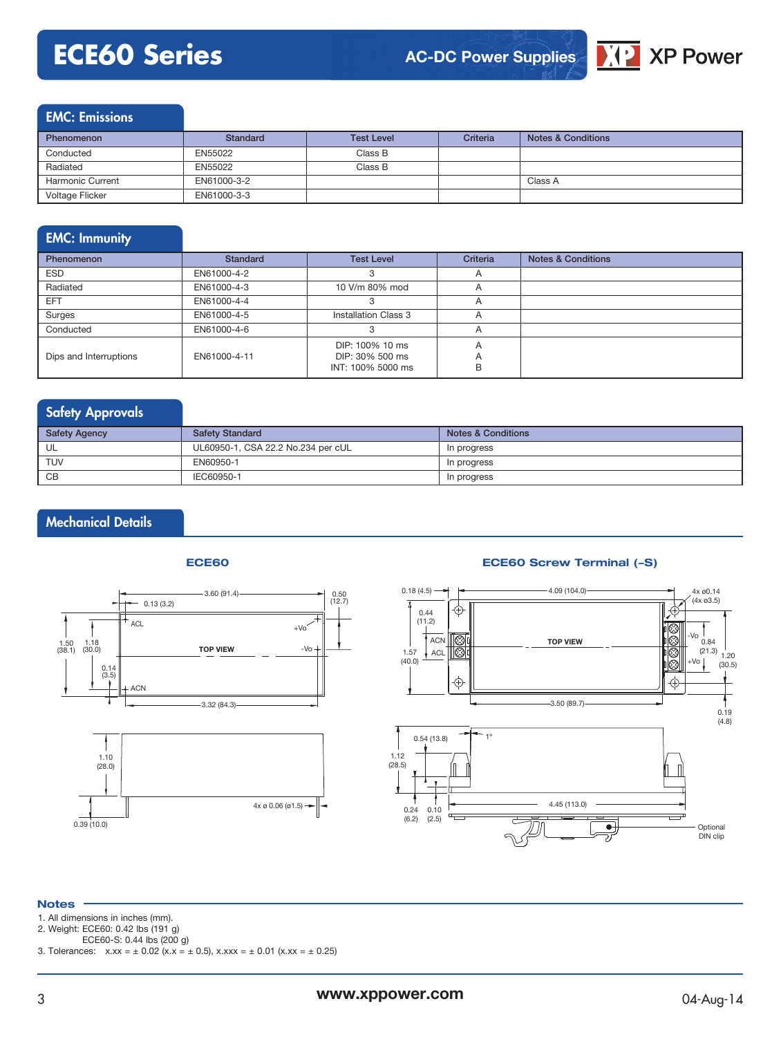# ECE60 Series

AC-DC Power Supplies

## EMC: Emissions

| Phenomenon | Standard | Test Level | Criteria | Notes & Conditions |
|---|---|---|---|---|
| Conducted | EN55022 | Class B | | |
| Radiated | EN55022 | Class B | | |
| Harmonic Current | EN61000-3-2 | | | Class A |
| Voltage Flicker | EN61000-3-3 | | | |

## EMC: Immunity

| Phenomenon | Standard | Test Level | Criteria | Notes & Conditions |
|---|---|---|---|---|
| ESD | EN61000-4-2 | 3 | A | |
| Radiated | EN61000-4-3 | 10 V/m 80% mod | A | |
| EFT | EN61000-4-4 | 3 | A | |
| Surges | EN61000-4-5 | Installation Class 3 | A | |
| Conducted | EN61000-4-6 | 3 | A | |
| Dips and Interruptions | EN61000-4-11 | DIP: 100% 10 ms<br>DIP: 30% 500 ms<br>INT: 100% 5000 ms | A<br>A<br>B | |

## Safety Approvals

| Safety Agency | Safety Standard | Notes & Conditions |
|---|---|---|
| UL | UL60950-1, CSA 22.2 No.234 per cUL | In progress |
| TUV | EN60950-1 | In progress |
| CB | IEC60950-1 | In progress |

## Mechanical Details

### ECE60

3.60 (91.4)
0.13 (3.2)
0.50 (12.7)
ACL
+Vo
1.50 (38.1)
1.18 (30.0)
TOP VIEW
-Vo
0.14 (3.5)
ACN
3.32 (84.3)
1.10 (28.0)
4x ø 0.06 (ø1.5)
0.39 (10.0)

### ECE60 Screw Terminal (-S)

0.18 (4.5)
4.09 (104.0)
4x ø0.14 (4x ø3.5)
0.44 (11.2)
ACN
ACL
1.57 (40.0)
TOP VIEW
-Vo
+Vo
0.84 (21.3)
1.20 (30.5)
3.50 (89.7)
0.19 (4.8)
0.54 (13.8)
1°
1.12 (28.5)
4.45 (113.0)
0.24 (6.2)
0.10 (2.5)
Optional DIN clip

## Notes

1. All dimensions in inches (mm).
2. Weight: ECE60: 0.42 lbs (191 g)
   ECE60-S: 0.44 lbs (200 g)
3. Tolerances: x.xx = ± 0.02 (x.x = ± 0.5), x.xxx = ± 0.01 (x.xx = ± 0.25)

www.xppower.com

04-Aug-14